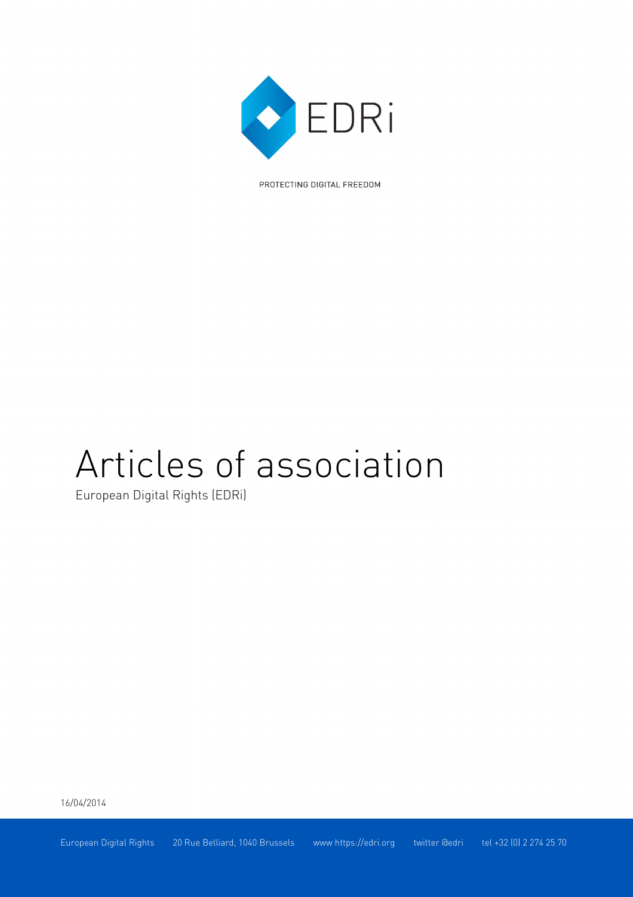EDRi

PROTECTING DIGITAL FREEDOM

# Articles of association

European Digital Rights (EDRi)

16/04/2014

European Digital Rights 20 Rue Belliard, 1040 Brussels www https://edri.org twitter @edri tel +32 (0) 2 274 25 70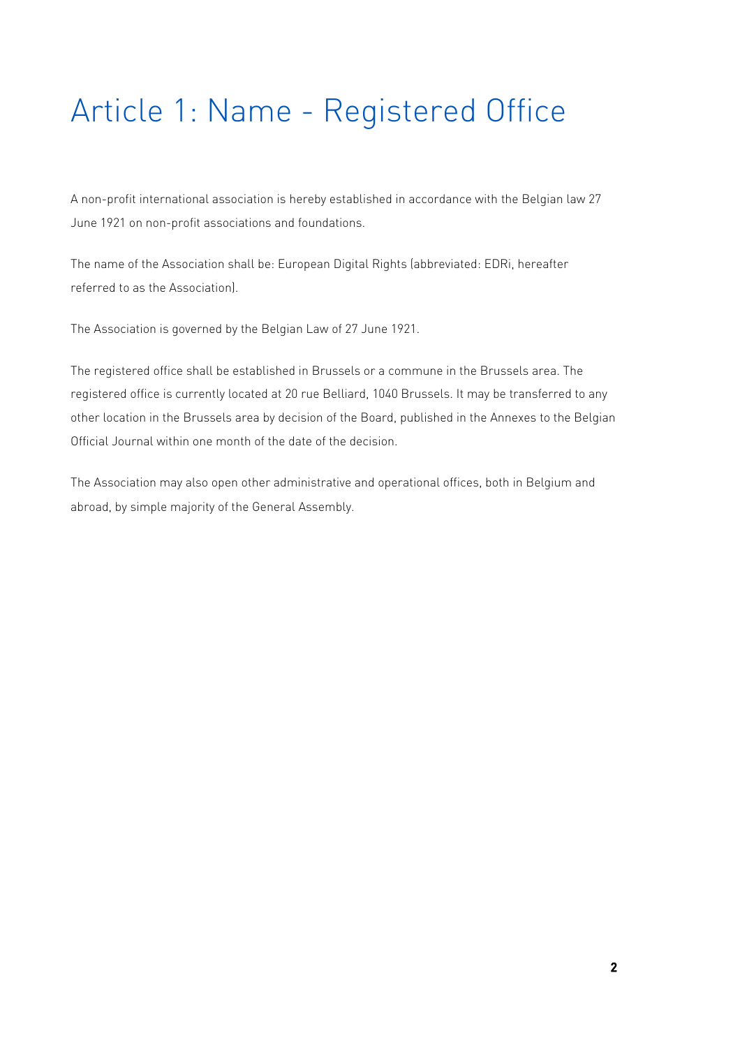# Article 1: Name - Registered Office

A non-profit international association is hereby established in accordance with the Belgian law 27 June 1921 on non-profit associations and foundations.

The name of the Association shall be: European Digital Rights (abbreviated: EDRi, hereafter referred to as the Association).

The Association is governed by the Belgian Law of 27 June 1921.

The registered office shall be established in Brussels or a commune in the Brussels area. The registered office is currently located at 20 rue Belliard, 1040 Brussels. It may be transferred to any other location in the Brussels area by decision of the Board, published in the Annexes to the Belgian Official Journal within one month of the date of the decision.

The Association may also open other administrative and operational offices, both in Belgium and abroad, by simple majority of the General Assembly.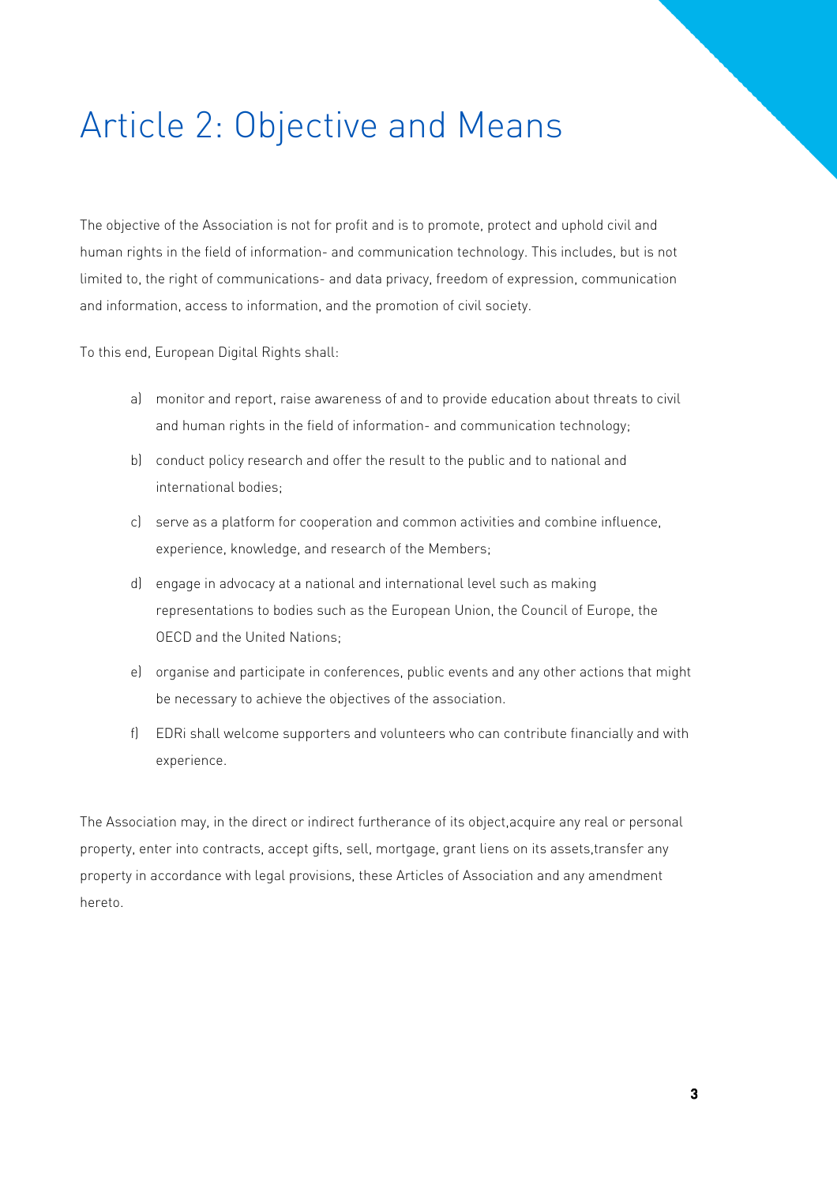# Article 2: Objective and Means

The objective of the Association is not for profit and is to promote, protect and uphold civil and human rights in the field of information- and communication technology. This includes, but is not limited to, the right of communications- and data privacy, freedom of expression, communication and information, access to information, and the promotion of civil society.

To this end, European Digital Rights shall:

a) monitor and report, raise awareness of and to provide education about threats to civil and human rights in the field of information- and communication technology;

b) conduct policy research and offer the result to the public and to national and international bodies;

c) serve as a platform for cooperation and common activities and combine influence, experience, knowledge, and research of the Members;

d) engage in advocacy at a national and international level such as making representations to bodies such as the European Union, the Council of Europe, the OECD and the United Nations;

e) organise and participate in conferences, public events and any other actions that might be necessary to achieve the objectives of the association.

f) EDRi shall welcome supporters and volunteers who can contribute financially and with experience.

The Association may, in the direct or indirect furtherance of its object,acquire any real or personal property, enter into contracts, accept gifts, sell, mortgage, grant liens on its assets,transfer any property in accordance with legal provisions, these Articles of Association and any amendment hereto.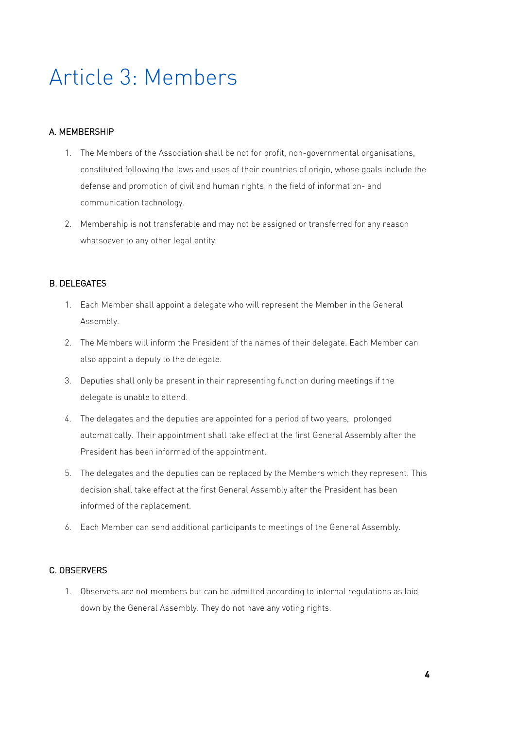# Article 3: Members

## A. MEMBERSHIP

1. The Members of the Association shall be not for profit, non-governmental organisations, constituted following the laws and uses of their countries of origin, whose goals include the defense and promotion of civil and human rights in the field of information- and communication technology.
2. Membership is not transferable and may not be assigned or transferred for any reason whatsoever to any other legal entity.

## B. DELEGATES

1. Each Member shall appoint a delegate who will represent the Member in the General Assembly.
2. The Members will inform the President of the names of their delegate. Each Member can also appoint a deputy to the delegate.
3. Deputies shall only be present in their representing function during meetings if the delegate is unable to attend.
4. The delegates and the deputies are appointed for a period of two years, prolonged automatically. Their appointment shall take effect at the first General Assembly after the President has been informed of the appointment.
5. The delegates and the deputies can be replaced by the Members which they represent. This decision shall take effect at the first General Assembly after the President has been informed of the replacement.
6. Each Member can send additional participants to meetings of the General Assembly.

## C. OBSERVERS

1. Observers are not members but can be admitted according to internal regulations as laid down by the General Assembly. They do not have any voting rights.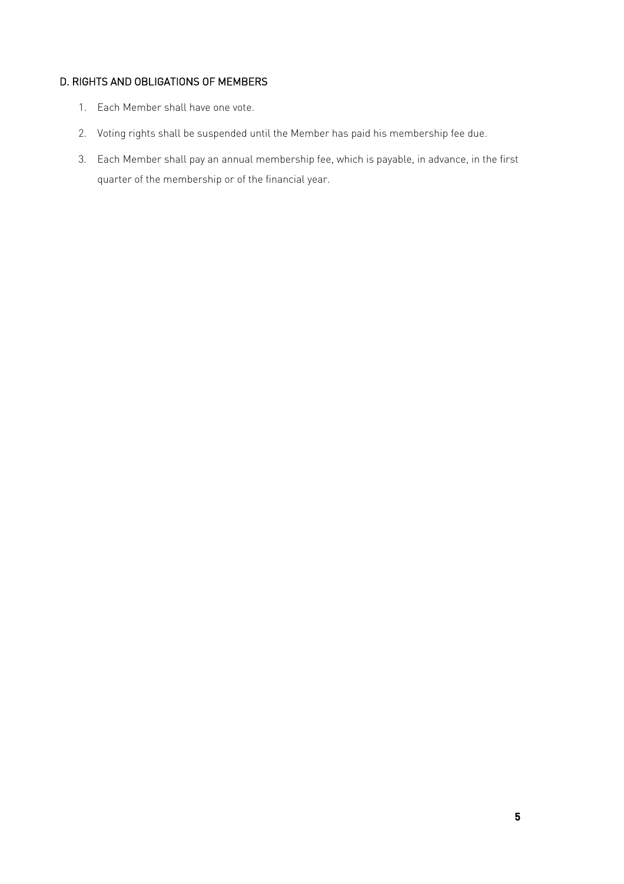## D. RIGHTS AND OBLIGATIONS OF MEMBERS

1. Each Member shall have one vote.
2. Voting rights shall be suspended until the Member has paid his membership fee due.
3. Each Member shall pay an annual membership fee, which is payable, in advance, in the first quarter of the membership or of the financial year.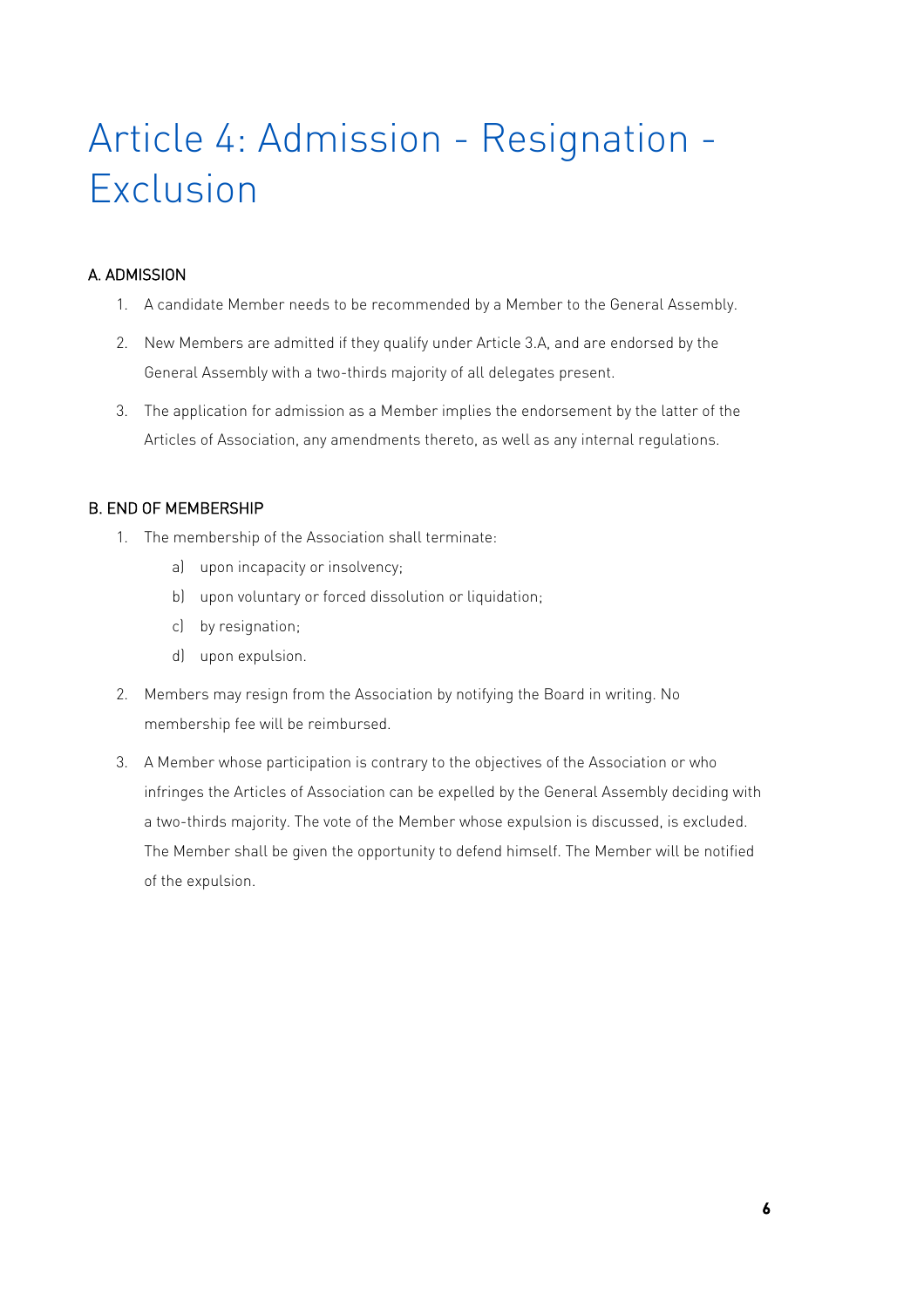# Article 4: Admission - Resignation - Exclusion

### A. ADMISSION

1. A candidate Member needs to be recommended by a Member to the General Assembly.
2. New Members are admitted if they qualify under Article 3.A, and are endorsed by the General Assembly with a two-thirds majority of all delegates present.
3. The application for admission as a Member implies the endorsement by the latter of the Articles of Association, any amendments thereto, as well as any internal regulations.

### B. END OF MEMBERSHIP

1. The membership of the Association shall terminate:
   a) upon incapacity or insolvency;
   b) upon voluntary or forced dissolution or liquidation;
   c) by resignation;
   d) upon expulsion.
2. Members may resign from the Association by notifying the Board in writing. No membership fee will be reimbursed.
3. A Member whose participation is contrary to the objectives of the Association or who infringes the Articles of Association can be expelled by the General Assembly deciding with a two-thirds majority. The vote of the Member whose expulsion is discussed, is excluded. The Member shall be given the opportunity to defend himself. The Member will be notified of the expulsion.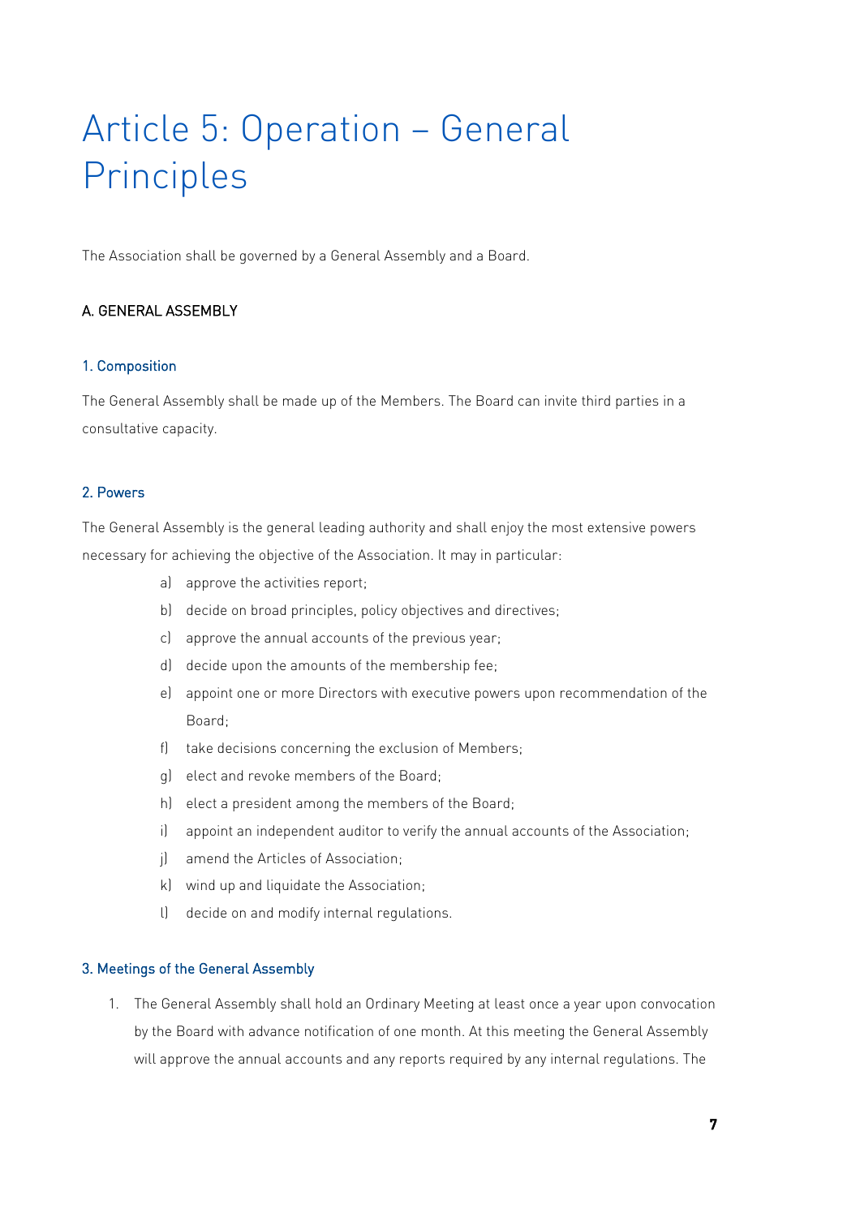# Article 5: Operation – General Principles

The Association shall be governed by a General Assembly and a Board.

### A. GENERAL ASSEMBLY

#### 1. Composition

The General Assembly shall be made up of the Members. The Board can invite third parties in a consultative capacity.

#### 2. Powers

The General Assembly is the general leading authority and shall enjoy the most extensive powers necessary for achieving the objective of the Association. It may in particular:

a) approve the activities report;
b) decide on broad principles, policy objectives and directives;
c) approve the annual accounts of the previous year;
d) decide upon the amounts of the membership fee;
e) appoint one or more Directors with executive powers upon recommendation of the Board;
f) take decisions concerning the exclusion of Members;
g) elect and revoke members of the Board;
h) elect a president among the members of the Board;
i) appoint an independent auditor to verify the annual accounts of the Association;
j) amend the Articles of Association;
k) wind up and liquidate the Association;
l) decide on and modify internal regulations.

#### 3. Meetings of the General Assembly

1. The General Assembly shall hold an Ordinary Meeting at least once a year upon convocation by the Board with advance notification of one month. At this meeting the General Assembly will approve the annual accounts and any reports required by any internal regulations. The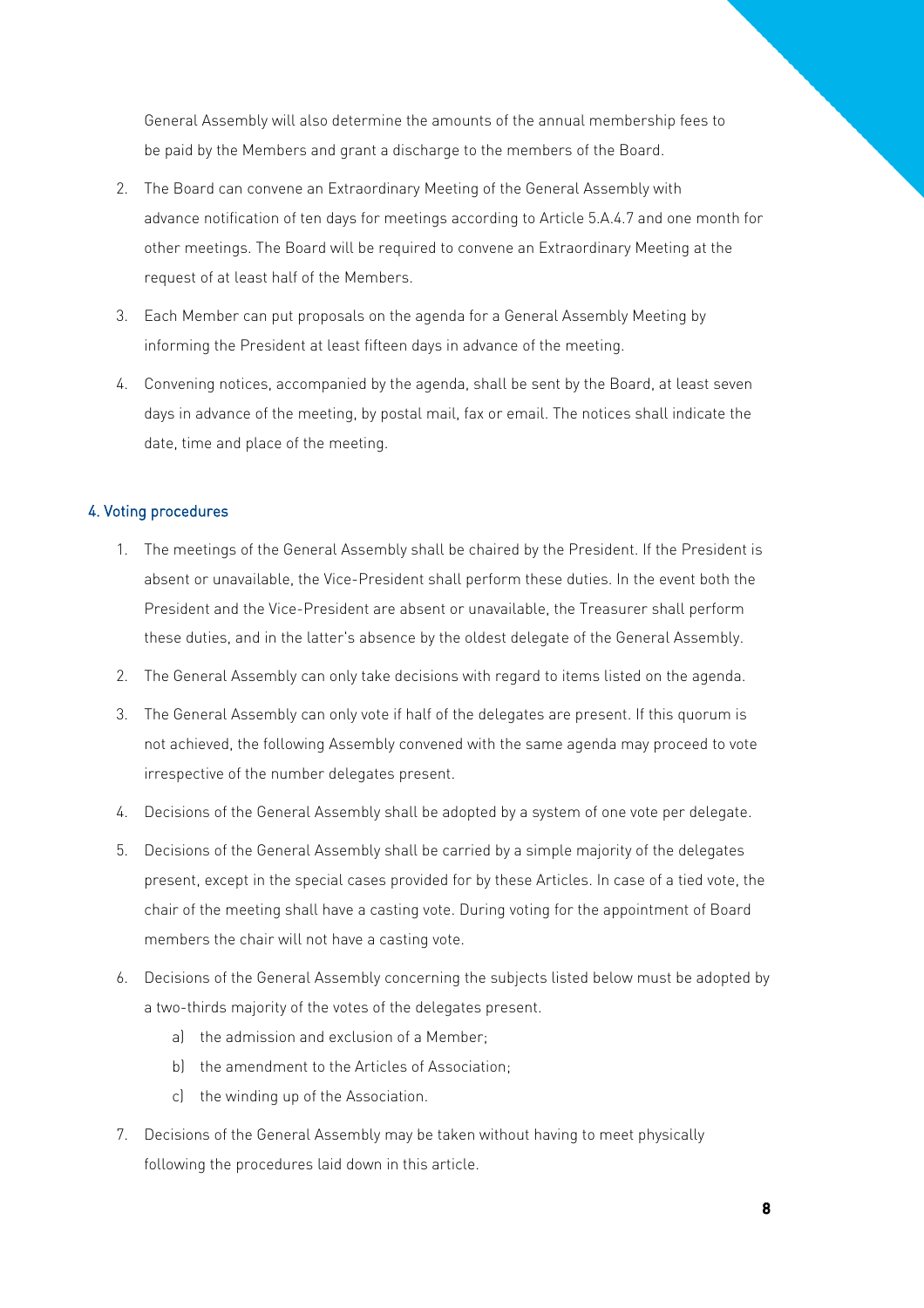General Assembly will also determine the amounts of the annual membership fees to be paid by the Members and grant a discharge to the members of the Board.

2. The Board can convene an Extraordinary Meeting of the General Assembly with advance notification of ten days for meetings according to Article 5.A.4.7 and one month for other meetings. The Board will be required to convene an Extraordinary Meeting at the request of at least half of the Members.
3. Each Member can put proposals on the agenda for a General Assembly Meeting by informing the President at least fifteen days in advance of the meeting.
4. Convening notices, accompanied by the agenda, shall be sent by the Board, at least seven days in advance of the meeting, by postal mail, fax or email. The notices shall indicate the date, time and place of the meeting.

### 4. Voting procedures

1. The meetings of the General Assembly shall be chaired by the President. If the President is absent or unavailable, the Vice-President shall perform these duties. In the event both the President and the Vice-President are absent or unavailable, the Treasurer shall perform these duties, and in the latter's absence by the oldest delegate of the General Assembly.
2. The General Assembly can only take decisions with regard to items listed on the agenda.
3. The General Assembly can only vote if half of the delegates are present. If this quorum is not achieved, the following Assembly convened with the same agenda may proceed to vote irrespective of the number delegates present.
4. Decisions of the General Assembly shall be adopted by a system of one vote per delegate.
5. Decisions of the General Assembly shall be carried by a simple majority of the delegates present, except in the special cases provided for by these Articles. In case of a tied vote, the chair of the meeting shall have a casting vote. During voting for the appointment of Board members the chair will not have a casting vote.
6. Decisions of the General Assembly concerning the subjects listed below must be adopted by a two-thirds majority of the votes of the delegates present.
   a) the admission and exclusion of a Member;
   b) the amendment to the Articles of Association;
   c) the winding up of the Association.
7. Decisions of the General Assembly may be taken without having to meet physically following the procedures laid down in this article.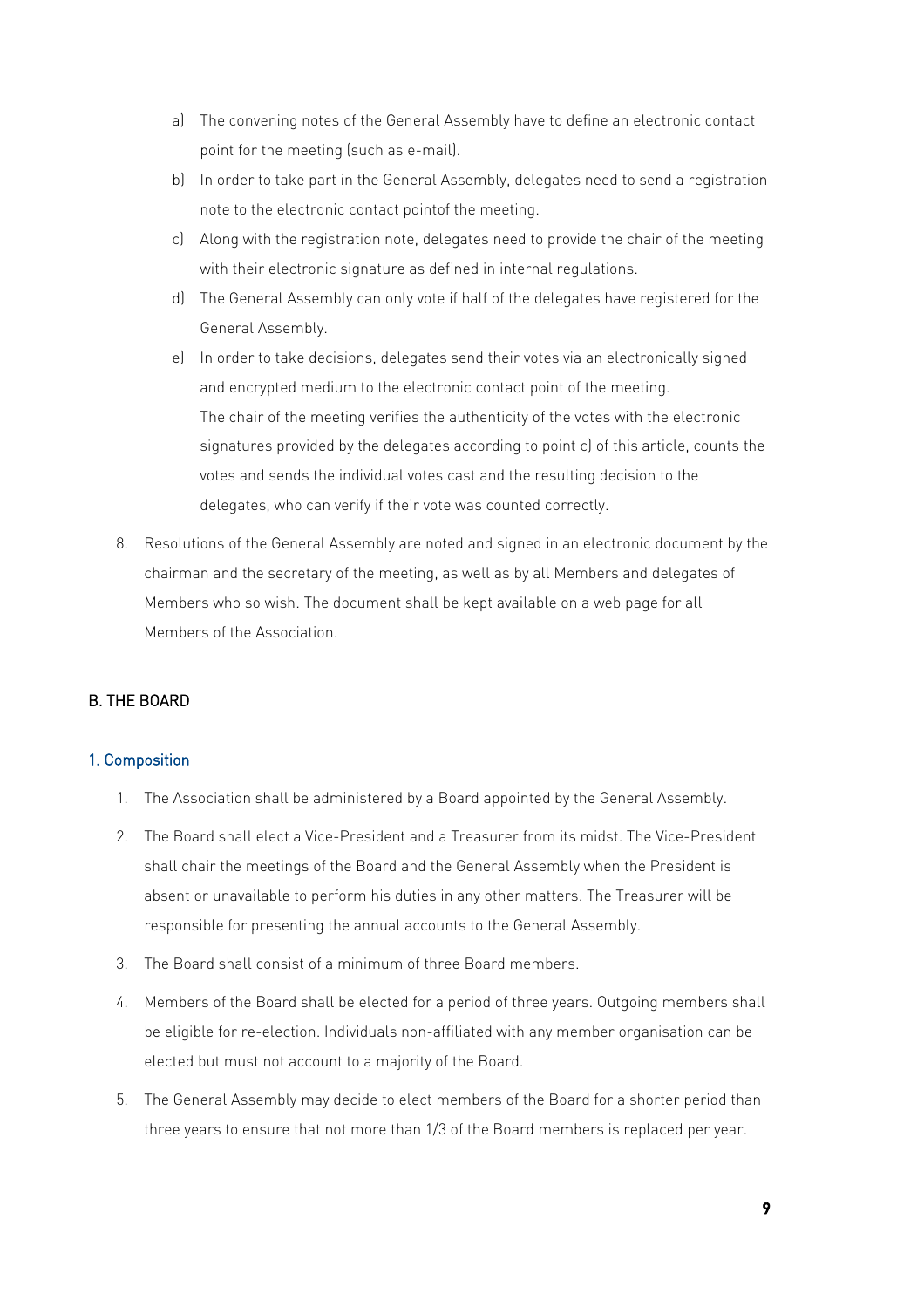a) The convening notes of the General Assembly have to define an electronic contact point for the meeting (such as e-mail).
b) In order to take part in the General Assembly, delegates need to send a registration note to the electronic contact pointof the meeting.
c) Along with the registration note, delegates need to provide the chair of the meeting with their electronic signature as defined in internal regulations.
d) The General Assembly can only vote if half of the delegates have registered for the General Assembly.
e) In order to take decisions, delegates send their votes via an electronically signed and encrypted medium to the electronic contact point of the meeting. The chair of the meeting verifies the authenticity of the votes with the electronic signatures provided by the delegates according to point c) of this article, counts the votes and sends the individual votes cast and the resulting decision to the delegates, who can verify if their vote was counted correctly.

8. Resolutions of the General Assembly are noted and signed in an electronic document by the chairman and the secretary of the meeting, as well as by all Members and delegates of Members who so wish. The document shall be kept available on a web page for all Members of the Association.

## B. THE BOARD

### 1. Composition

1. The Association shall be administered by a Board appointed by the General Assembly.
2. The Board shall elect a Vice-President and a Treasurer from its midst. The Vice-President shall chair the meetings of the Board and the General Assembly when the President is absent or unavailable to perform his duties in any other matters. The Treasurer will be responsible for presenting the annual accounts to the General Assembly.
3. The Board shall consist of a minimum of three Board members.
4. Members of the Board shall be elected for a period of three years. Outgoing members shall be eligible for re-election. Individuals non-affiliated with any member organisation can be elected but must not account to a majority of the Board.
5. The General Assembly may decide to elect members of the Board for a shorter period than three years to ensure that not more than 1/3 of the Board members is replaced per year.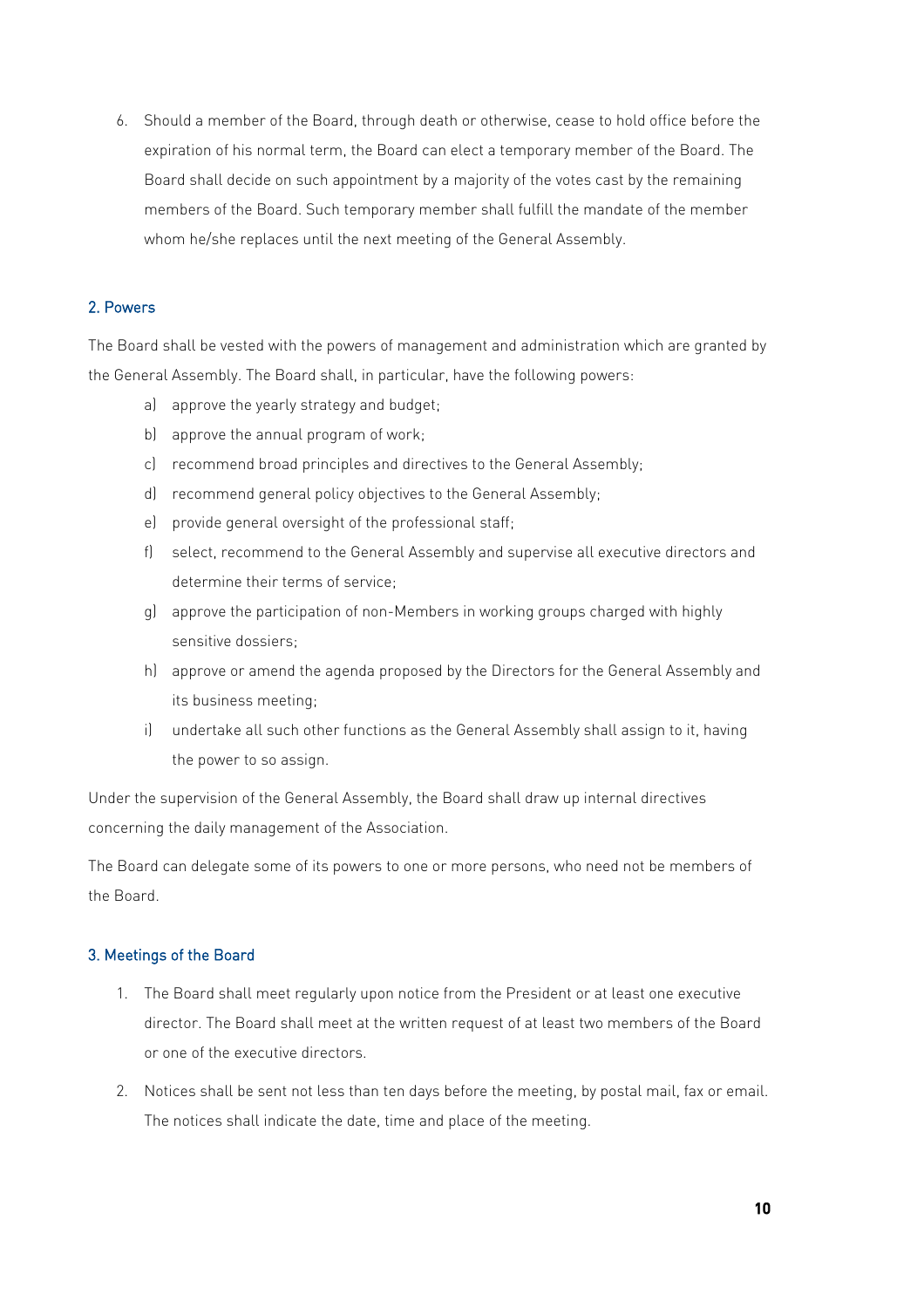6. Should a member of the Board, through death or otherwise, cease to hold office before the expiration of his normal term, the Board can elect a temporary member of the Board. The Board shall decide on such appointment by a majority of the votes cast by the remaining members of the Board. Such temporary member shall fulfill the mandate of the member whom he/she replaces until the next meeting of the General Assembly.

### 2. Powers

The Board shall be vested with the powers of management and administration which are granted by the General Assembly. The Board shall, in particular, have the following powers:

a) approve the yearly strategy and budget;

b) approve the annual program of work;

c) recommend broad principles and directives to the General Assembly;

d) recommend general policy objectives to the General Assembly;

e) provide general oversight of the professional staff;

f) select, recommend to the General Assembly and supervise all executive directors and determine their terms of service;

g) approve the participation of non-Members in working groups charged with highly sensitive dossiers;

h) approve or amend the agenda proposed by the Directors for the General Assembly and its business meeting;

i) undertake all such other functions as the General Assembly shall assign to it, having the power to so assign.

Under the supervision of the General Assembly, the Board shall draw up internal directives concerning the daily management of the Association.

The Board can delegate some of its powers to one or more persons, who need not be members of the Board.

### 3. Meetings of the Board

1. The Board shall meet regularly upon notice from the President or at least one executive director. The Board shall meet at the written request of at least two members of the Board or one of the executive directors.

2. Notices shall be sent not less than ten days before the meeting, by postal mail, fax or email. The notices shall indicate the date, time and place of the meeting.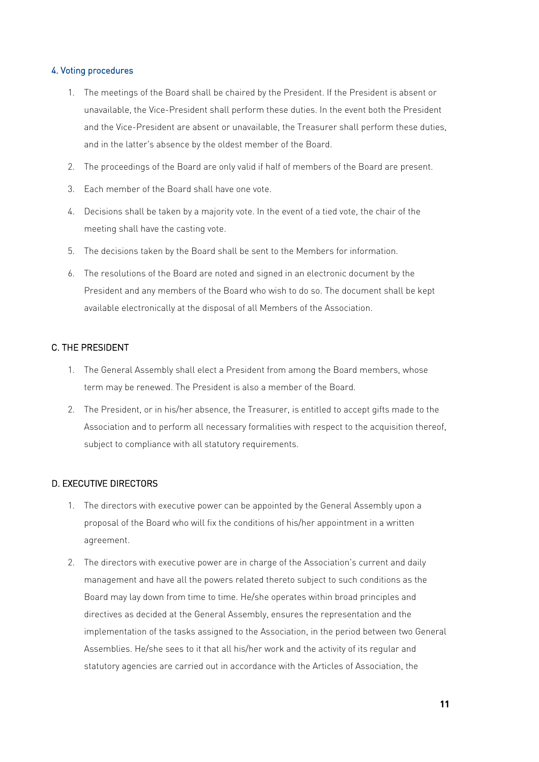### 4. Voting procedures

1. The meetings of the Board shall be chaired by the President. If the President is absent or unavailable, the Vice-President shall perform these duties. In the event both the President and the Vice-President are absent or unavailable, the Treasurer shall perform these duties, and in the latter's absence by the oldest member of the Board.
2. The proceedings of the Board are only valid if half of members of the Board are present.
3. Each member of the Board shall have one vote.
4. Decisions shall be taken by a majority vote. In the event of a tied vote, the chair of the meeting shall have the casting vote.
5. The decisions taken by the Board shall be sent to the Members for information.
6. The resolutions of the Board are noted and signed in an electronic document by the President and any members of the Board who wish to do so. The document shall be kept available electronically at the disposal of all Members of the Association.

## C. THE PRESIDENT

1. The General Assembly shall elect a President from among the Board members, whose term may be renewed. The President is also a member of the Board.
2. The President, or in his/her absence, the Treasurer, is entitled to accept gifts made to the Association and to perform all necessary formalities with respect to the acquisition thereof, subject to compliance with all statutory requirements.

## D. EXECUTIVE DIRECTORS

1. The directors with executive power can be appointed by the General Assembly upon a proposal of the Board who will fix the conditions of his/her appointment in a written agreement.
2. The directors with executive power are in charge of the Association's current and daily management and have all the powers related thereto subject to such conditions as the Board may lay down from time to time. He/she operates within broad principles and directives as decided at the General Assembly, ensures the representation and the implementation of the tasks assigned to the Association, in the period between two General Assemblies. He/she sees to it that all his/her work and the activity of its regular and statutory agencies are carried out in accordance with the Articles of Association, the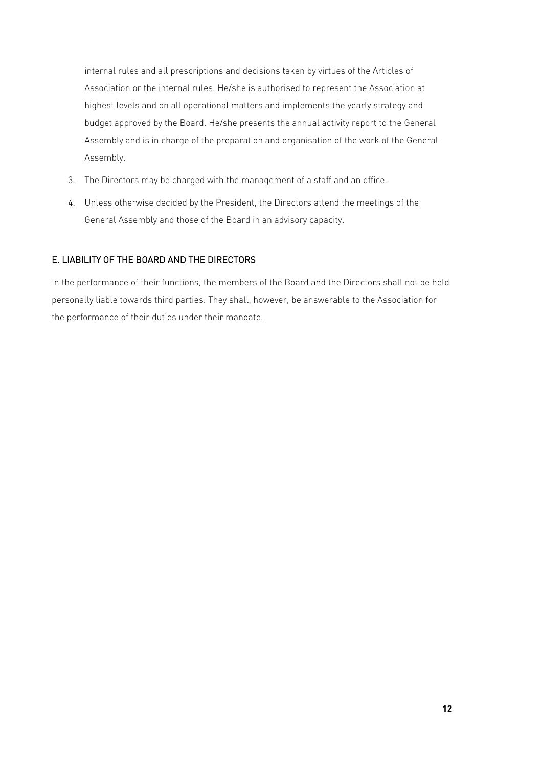internal rules and all prescriptions and decisions taken by virtues of the Articles of Association or the internal rules. He/she is authorised to represent the Association at highest levels and on all operational matters and implements the yearly strategy and budget approved by the Board. He/she presents the annual activity report to the General Assembly and is in charge of the preparation and organisation of the work of the General Assembly.

3. The Directors may be charged with the management of a staff and an office.
4. Unless otherwise decided by the President, the Directors attend the meetings of the General Assembly and those of the Board in an advisory capacity.

### E. LIABILITY OF THE BOARD AND THE DIRECTORS

In the performance of their functions, the members of the Board and the Directors shall not be held personally liable towards third parties. They shall, however, be answerable to the Association for the performance of their duties under their mandate.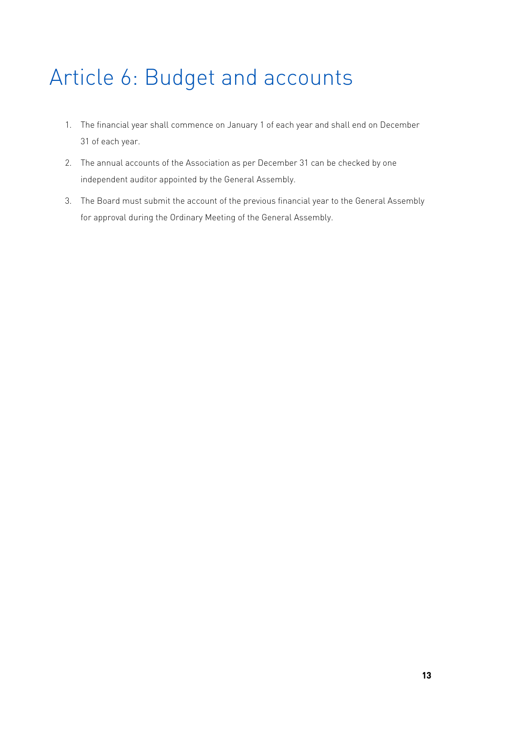# Article 6: Budget and accounts

1. The financial year shall commence on January 1 of each year and shall end on December 31 of each year.
2. The annual accounts of the Association as per December 31 can be checked by one independent auditor appointed by the General Assembly.
3. The Board must submit the account of the previous financial year to the General Assembly for approval during the Ordinary Meeting of the General Assembly.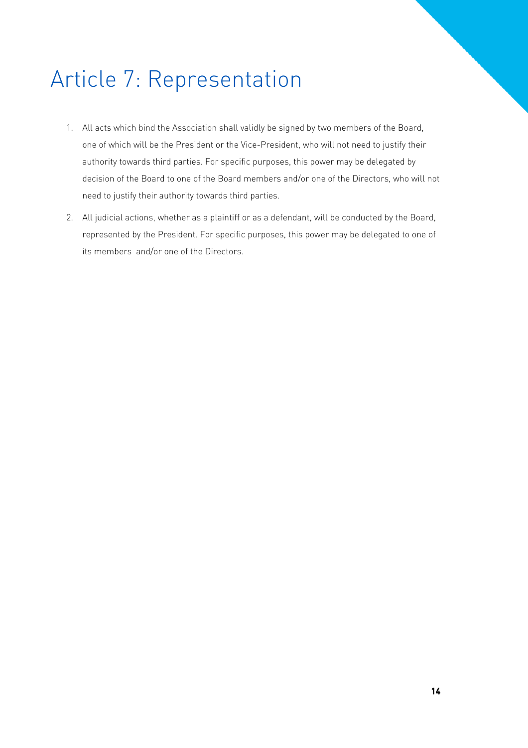# Article 7: Representation

1. All acts which bind the Association shall validly be signed by two members of the Board, one of which will be the President or the Vice-President, who will not need to justify their authority towards third parties. For specific purposes, this power may be delegated by decision of the Board to one of the Board members and/or one of the Directors, who will not need to justify their authority towards third parties.

2. All judicial actions, whether as a plaintiff or as a defendant, will be conducted by the Board, represented by the President. For specific purposes, this power may be delegated to one of its members and/or one of the Directors.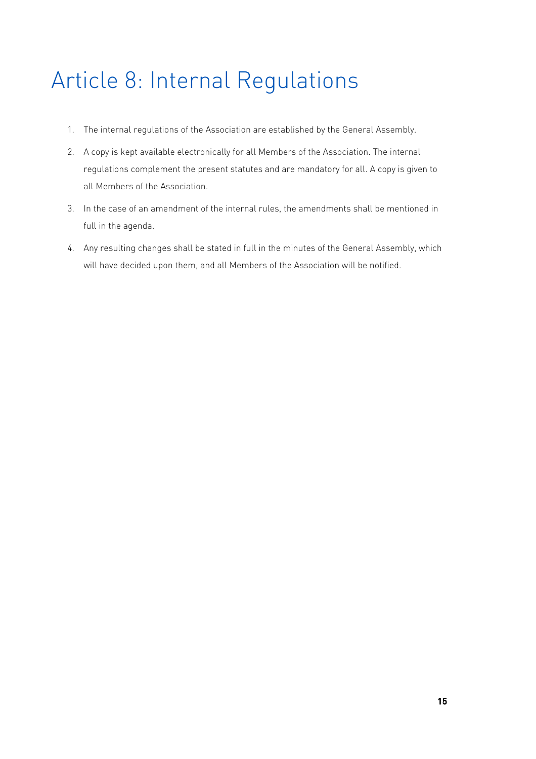# Article 8: Internal Regulations

1. The internal regulations of the Association are established by the General Assembly.
2. A copy is kept available electronically for all Members of the Association. The internal regulations complement the present statutes and are mandatory for all. A copy is given to all Members of the Association.
3. In the case of an amendment of the internal rules, the amendments shall be mentioned in full in the agenda.
4. Any resulting changes shall be stated in full in the minutes of the General Assembly, which will have decided upon them, and all Members of the Association will be notified.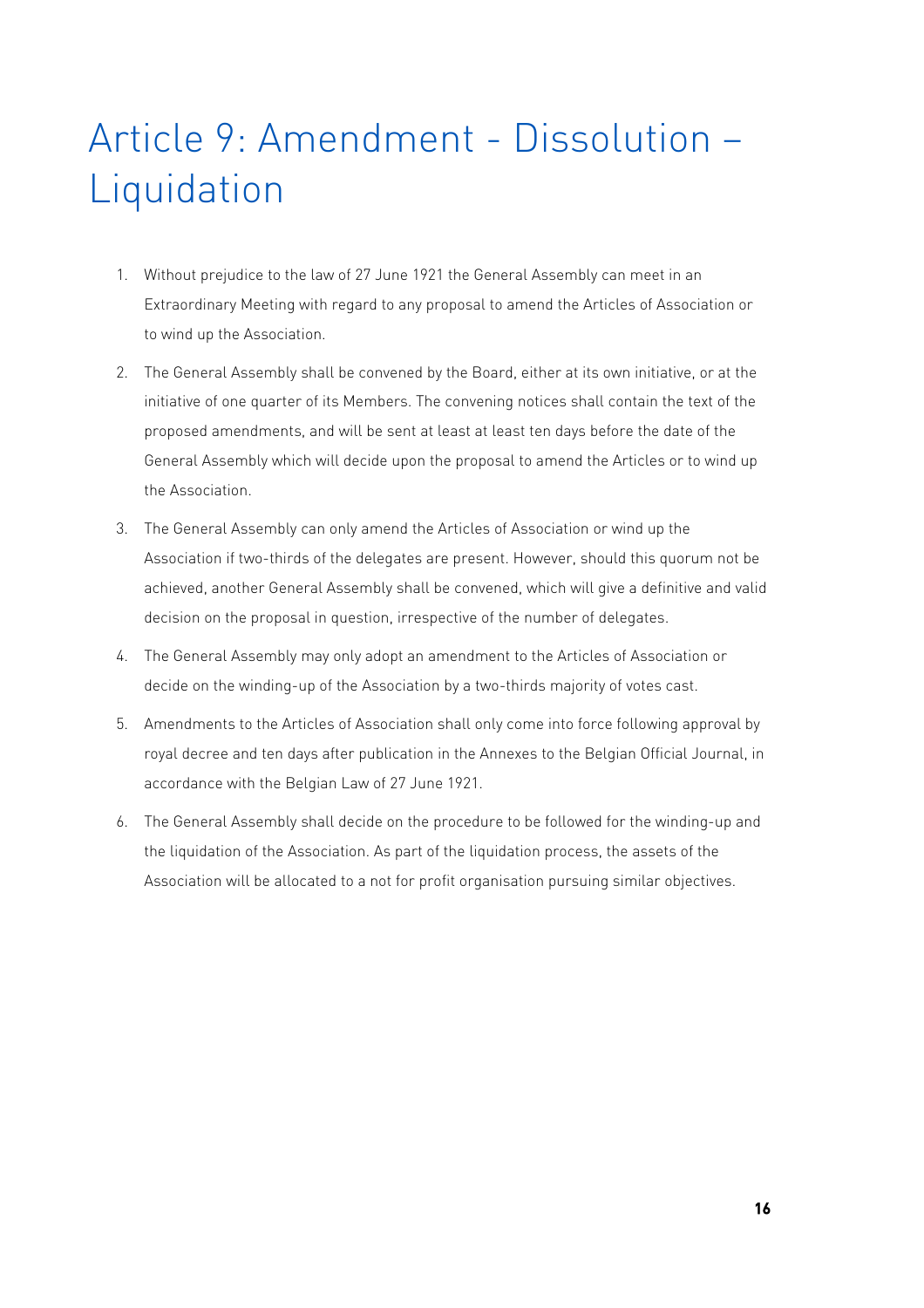# Article 9: Amendment - Dissolution – Liquidation

1. Without prejudice to the law of 27 June 1921 the General Assembly can meet in an Extraordinary Meeting with regard to any proposal to amend the Articles of Association or to wind up the Association.
2. The General Assembly shall be convened by the Board, either at its own initiative, or at the initiative of one quarter of its Members. The convening notices shall contain the text of the proposed amendments, and will be sent at least at least ten days before the date of the General Assembly which will decide upon the proposal to amend the Articles or to wind up the Association.
3. The General Assembly can only amend the Articles of Association or wind up the Association if two-thirds of the delegates are present. However, should this quorum not be achieved, another General Assembly shall be convened, which will give a definitive and valid decision on the proposal in question, irrespective of the number of delegates.
4. The General Assembly may only adopt an amendment to the Articles of Association or decide on the winding-up of the Association by a two-thirds majority of votes cast.
5. Amendments to the Articles of Association shall only come into force following approval by royal decree and ten days after publication in the Annexes to the Belgian Official Journal, in accordance with the Belgian Law of 27 June 1921.
6. The General Assembly shall decide on the procedure to be followed for the winding-up and the liquidation of the Association. As part of the liquidation process, the assets of the Association will be allocated to a not for profit organisation pursuing similar objectives.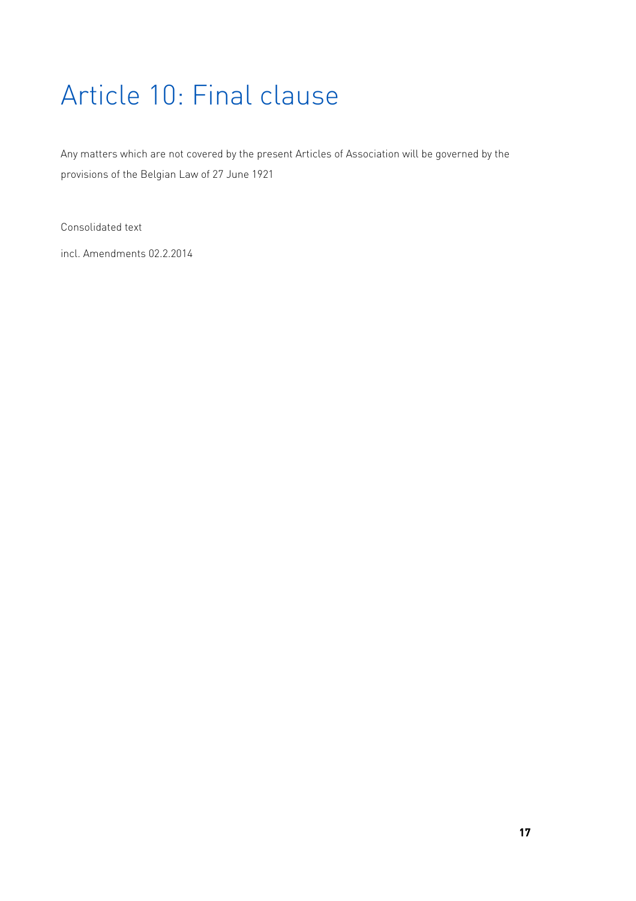# Article 10: Final clause

Any matters which are not covered by the present Articles of Association will be governed by the provisions of the Belgian Law of 27 June 1921

Consolidated text

incl. Amendments 02.2.2014